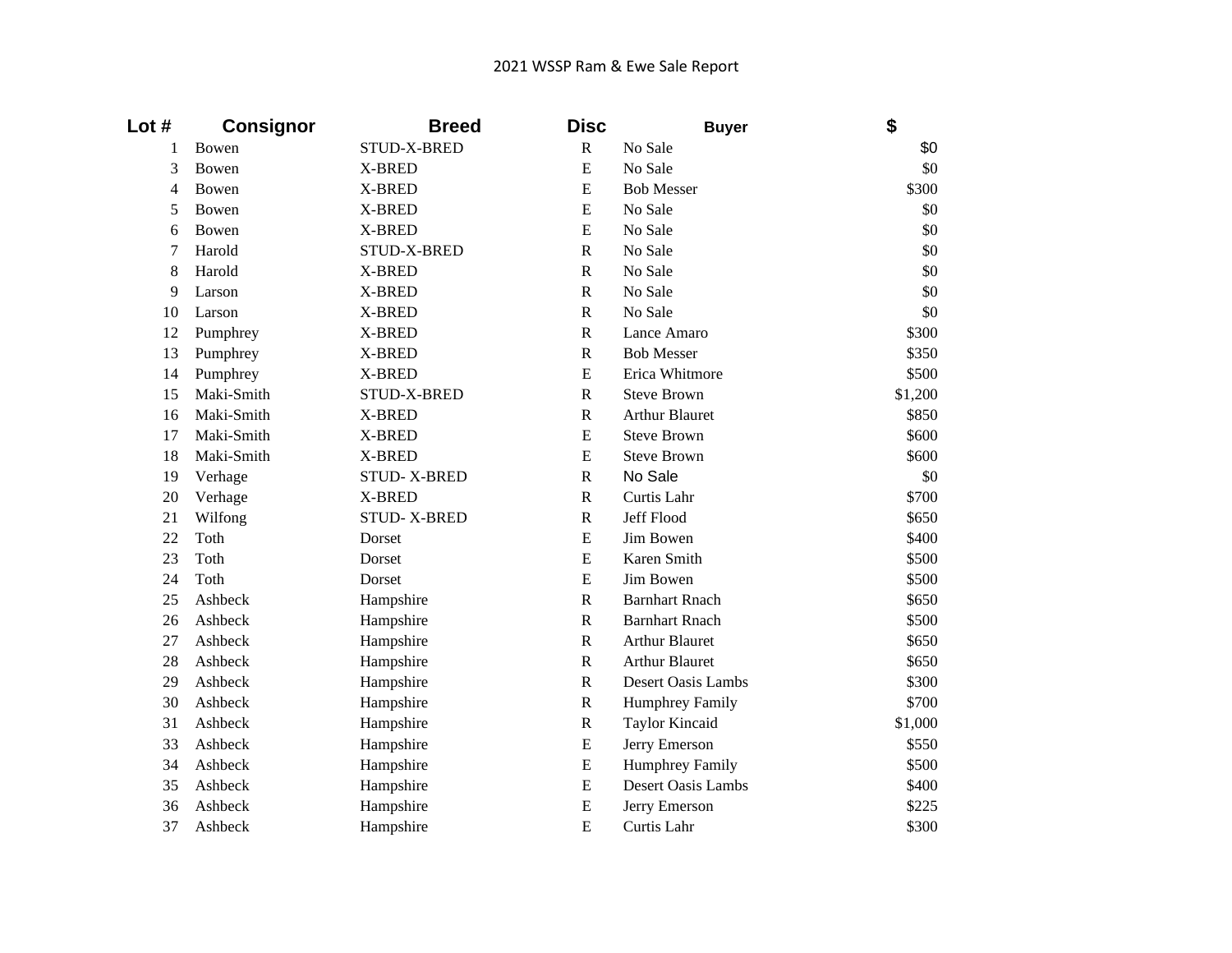2021 WSSP Ram & Ewe Sale Report

| Lot # | Consignor | Breed | Disc | Buyer | $ |
|---|---|---|---|---|---|
| 1 | Bowen | STUD-X-BRED | R | No Sale | $0 |
| 3 | Bowen | X-BRED | E | No Sale | $0 |
| 4 | Bowen | X-BRED | E | Bob Messer | $300 |
| 5 | Bowen | X-BRED | E | No Sale | $0 |
| 6 | Bowen | X-BRED | E | No Sale | $0 |
| 7 | Harold | STUD-X-BRED | R | No Sale | $0 |
| 8 | Harold | X-BRED | R | No Sale | $0 |
| 9 | Larson | X-BRED | R | No Sale | $0 |
| 10 | Larson | X-BRED | R | No Sale | $0 |
| 12 | Pumphrey | X-BRED | R | Lance Amaro | $300 |
| 13 | Pumphrey | X-BRED | R | Bob Messer | $350 |
| 14 | Pumphrey | X-BRED | E | Erica Whitmore | $500 |
| 15 | Maki-Smith | STUD-X-BRED | R | Steve Brown | $1,200 |
| 16 | Maki-Smith | X-BRED | R | Arthur Blauret | $850 |
| 17 | Maki-Smith | X-BRED | E | Steve Brown | $600 |
| 18 | Maki-Smith | X-BRED | E | Steve Brown | $600 |
| 19 | Verhage | STUD- X-BRED | R | No Sale | $0 |
| 20 | Verhage | X-BRED | R | Curtis Lahr | $700 |
| 21 | Wilfong | STUD- X-BRED | R | Jeff Flood | $650 |
| 22 | Toth | Dorset | E | Jim Bowen | $400 |
| 23 | Toth | Dorset | E | Karen Smith | $500 |
| 24 | Toth | Dorset | E | Jim Bowen | $500 |
| 25 | Ashbeck | Hampshire | R | Barnhart Rnach | $650 |
| 26 | Ashbeck | Hampshire | R | Barnhart Rnach | $500 |
| 27 | Ashbeck | Hampshire | R | Arthur Blauret | $650 |
| 28 | Ashbeck | Hampshire | R | Arthur Blauret | $650 |
| 29 | Ashbeck | Hampshire | R | Desert Oasis Lambs | $300 |
| 30 | Ashbeck | Hampshire | R | Humphrey Family | $700 |
| 31 | Ashbeck | Hampshire | R | Taylor Kincaid | $1,000 |
| 33 | Ashbeck | Hampshire | E | Jerry Emerson | $550 |
| 34 | Ashbeck | Hampshire | E | Humphrey Family | $500 |
| 35 | Ashbeck | Hampshire | E | Desert Oasis Lambs | $400 |
| 36 | Ashbeck | Hampshire | E | Jerry Emerson | $225 |
| 37 | Ashbeck | Hampshire | E | Curtis Lahr | $300 |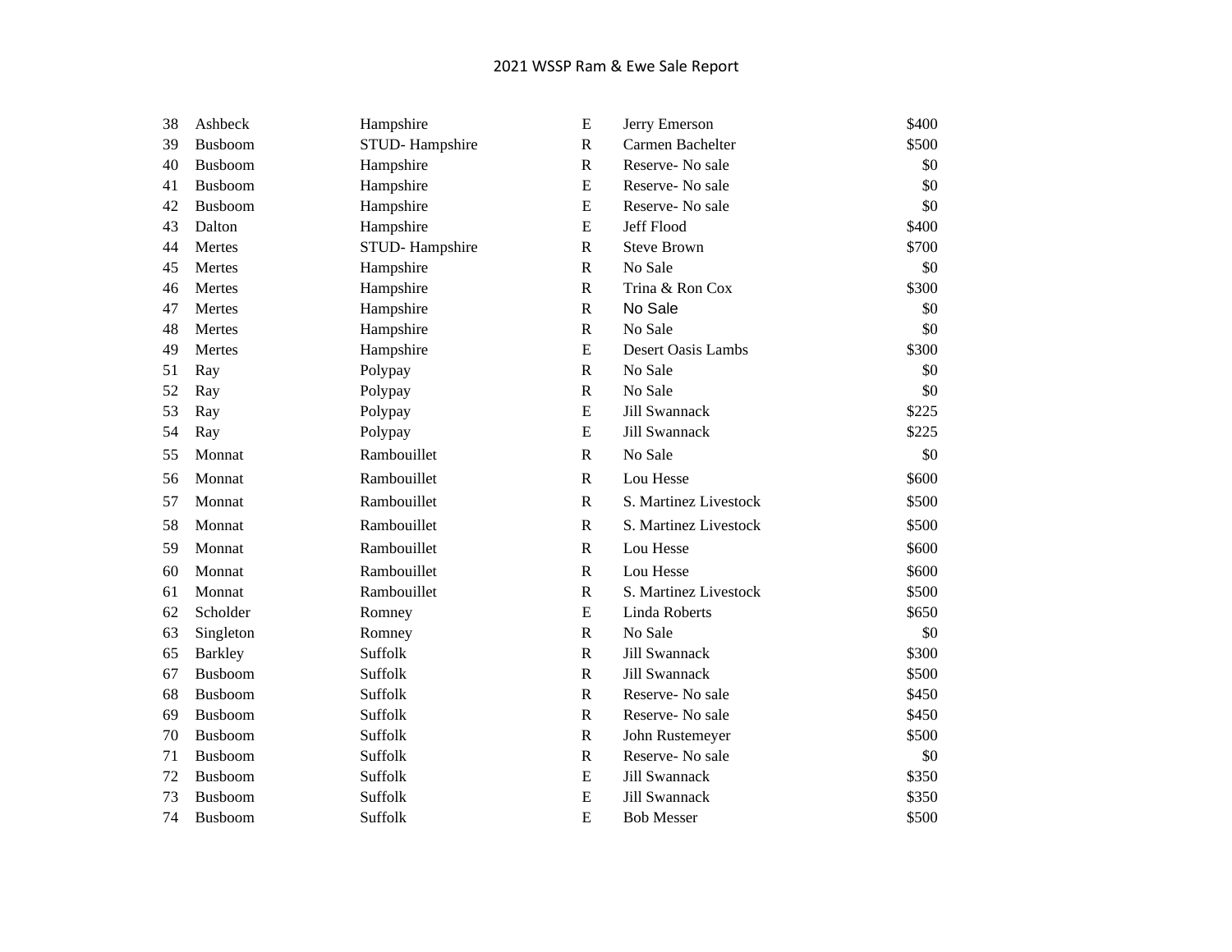# 2021 WSSP Ram & Ewe Sale Report

| | | | | | |
|---|---|---|---|---|---|
| 38 | Ashbeck | Hampshire | E | Jerry Emerson | $400 |
| 39 | Busboom | STUD- Hampshire | R | Carmen Bachelter | $500 |
| 40 | Busboom | Hampshire | R | Reserve- No sale | $0 |
| 41 | Busboom | Hampshire | E | Reserve- No sale | $0 |
| 42 | Busboom | Hampshire | E | Reserve- No sale | $0 |
| 43 | Dalton | Hampshire | E | Jeff Flood | $400 |
| 44 | Mertes | STUD- Hampshire | R | Steve Brown | $700 |
| 45 | Mertes | Hampshire | R | No Sale | $0 |
| 46 | Mertes | Hampshire | R | Trina & Ron Cox | $300 |
| 47 | Mertes | Hampshire | R | No Sale | $0 |
| 48 | Mertes | Hampshire | R | No Sale | $0 |
| 49 | Mertes | Hampshire | E | Desert Oasis Lambs | $300 |
| 51 | Ray | Polypay | R | No Sale | $0 |
| 52 | Ray | Polypay | R | No Sale | $0 |
| 53 | Ray | Polypay | E | Jill Swannack | $225 |
| 54 | Ray | Polypay | E | Jill Swannack | $225 |
| 55 | Monnat | Rambouillet | R | No Sale | $0 |
| 56 | Monnat | Rambouillet | R | Lou Hesse | $600 |
| 57 | Monnat | Rambouillet | R | S. Martinez Livestock | $500 |
| 58 | Monnat | Rambouillet | R | S. Martinez Livestock | $500 |
| 59 | Monnat | Rambouillet | R | Lou Hesse | $600 |
| 60 | Monnat | Rambouillet | R | Lou Hesse | $600 |
| 61 | Monnat | Rambouillet | R | S. Martinez Livestock | $500 |
| 62 | Scholder | Romney | E | Linda Roberts | $650 |
| 63 | Singleton | Romney | R | No Sale | $0 |
| 65 | Barkley | Suffolk | R | Jill Swannack | $300 |
| 67 | Busboom | Suffolk | R | Jill Swannack | $500 |
| 68 | Busboom | Suffolk | R | Reserve- No sale | $450 |
| 69 | Busboom | Suffolk | R | Reserve- No sale | $450 |
| 70 | Busboom | Suffolk | R | John Rustemeyer | $500 |
| 71 | Busboom | Suffolk | R | Reserve- No sale | $0 |
| 72 | Busboom | Suffolk | E | Jill Swannack | $350 |
| 73 | Busboom | Suffolk | E | Jill Swannack | $350 |
| 74 | Busboom | Suffolk | E | Bob Messer | $500 |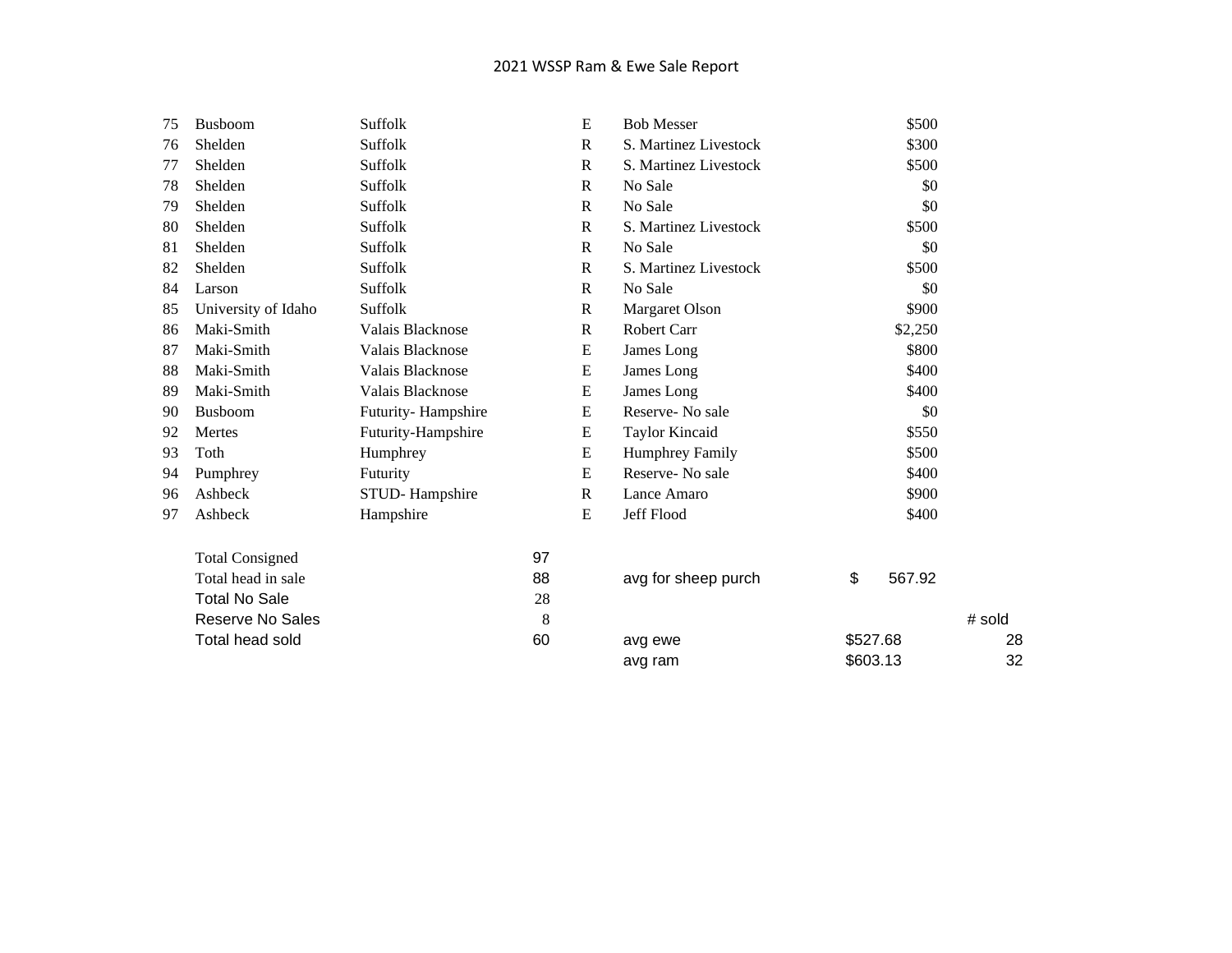# 2021 WSSP Ram & Ewe Sale Report

| | | | | | |
|---|---|---|---|---|---|
| 75 | Busboom | Suffolk | E | Bob Messer | $500 |
| 76 | Shelden | Suffolk | R | S. Martinez Livestock | $300 |
| 77 | Shelden | Suffolk | R | S. Martinez Livestock | $500 |
| 78 | Shelden | Suffolk | R | No Sale | $0 |
| 79 | Shelden | Suffolk | R | No Sale | $0 |
| 80 | Shelden | Suffolk | R | S. Martinez Livestock | $500 |
| 81 | Shelden | Suffolk | R | No Sale | $0 |
| 82 | Shelden | Suffolk | R | S. Martinez Livestock | $500 |
| 84 | Larson | Suffolk | R | No Sale | $0 |
| 85 | University of Idaho | Suffolk | R | Margaret Olson | $900 |
| 86 | Maki-Smith | Valais Blacknose | R | Robert Carr | $2,250 |
| 87 | Maki-Smith | Valais Blacknose | E | James Long | $800 |
| 88 | Maki-Smith | Valais Blacknose | E | James Long | $400 |
| 89 | Maki-Smith | Valais Blacknose | E | James Long | $400 |
| 90 | Busboom | Futurity- Hampshire | E | Reserve- No sale | $0 |
| 92 | Mertes | Futurity-Hampshire | E | Taylor Kincaid | $550 |
| 93 | Toth | Humphrey | E | Humphrey Family | $500 |
| 94 | Pumphrey | Futurity | E | Reserve- No sale | $400 |
| 96 | Ashbeck | STUD- Hampshire | R | Lance Amaro | $900 |
| 97 | Ashbeck | Hampshire | E | Jeff Flood | $400 |

| | | | | |
|---|---|---|---|---|
| Total Consigned | 97 | | | |
| Total head in sale | 88 | avg for sheep purch | $ 567.92 | |
| Total No Sale | 28 | | | |
| Reserve No Sales | 8 | | | # sold |
| Total head sold | 60 | avg ewe | $527.68 | 28 |
| | | avg ram | $603.13 | 32 |